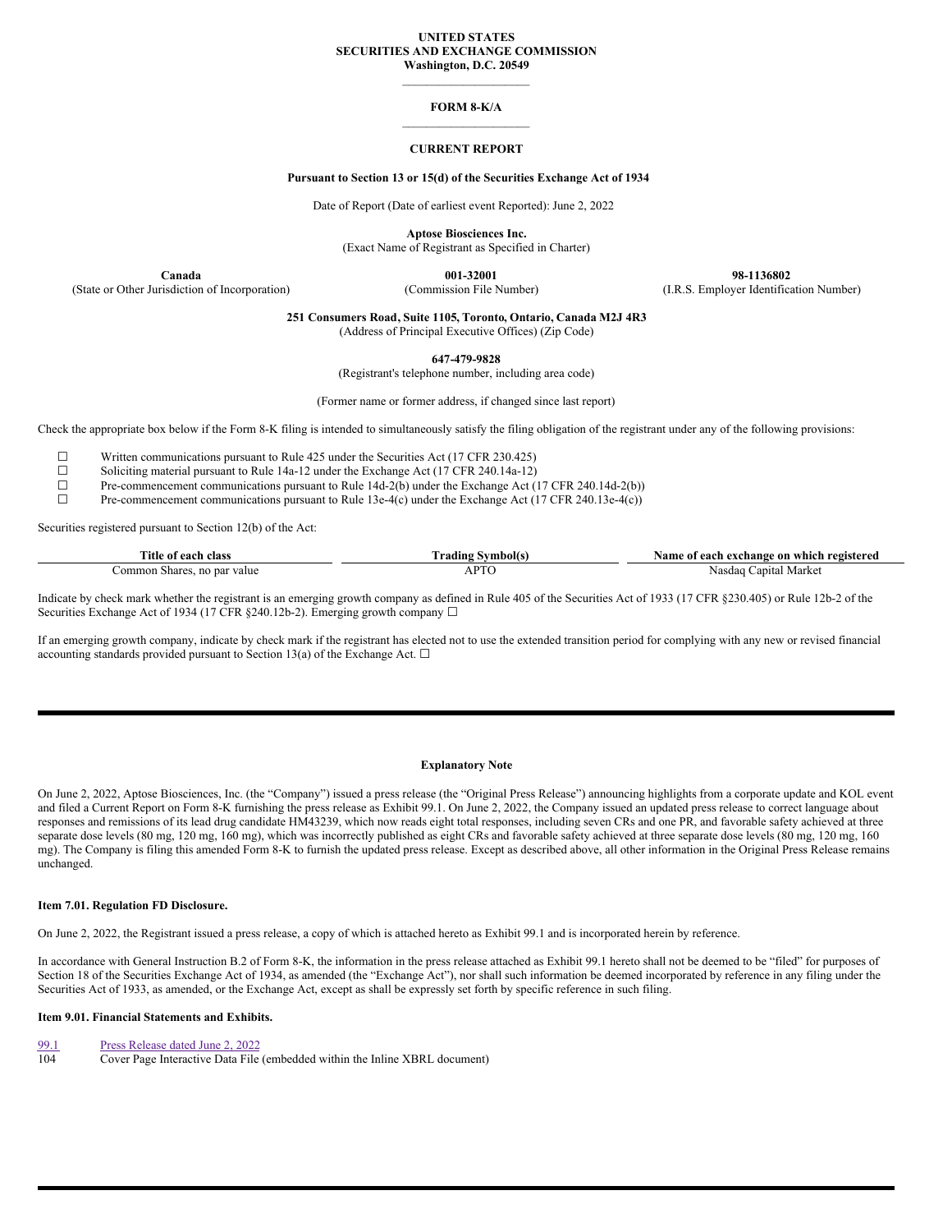**UNITED STATES**
**SECURITIES AND EXCHANGE COMMISSION**
**Washington, D.C. 20549**

---

**FORM 8-K/A**

---

**CURRENT REPORT**

**Pursuant to Section 13 or 15(d) of the Securities Exchange Act of 1934**

Date of Report (Date of earliest event Reported): June 2, 2022

**Aptose Biosciences Inc.**
(Exact Name of Registrant as Specified in Charter)

| **Canada** | **001-32001** | **98-1136802** |
|---|---|---|
| (State or Other Jurisdiction of Incorporation) | (Commission File Number) | (I.R.S. Employer Identification Number) |

**251 Consumers Road, Suite 1105, Toronto, Ontario, Canada M2J 4R3**
(Address of Principal Executive Offices) (Zip Code)

**647-479-9828**
(Registrant's telephone number, including area code)

(Former name or former address, if changed since last report)

Check the appropriate box below if the Form 8-K filing is intended to simultaneously satisfy the filing obligation of the registrant under any of the following provisions:

☐ Written communications pursuant to Rule 425 under the Securities Act (17 CFR 230.425)
☐ Soliciting material pursuant to Rule 14a-12 under the Exchange Act (17 CFR 240.14a-12)
☐ Pre-commencement communications pursuant to Rule 14d-2(b) under the Exchange Act (17 CFR 240.14d-2(b))
☐ Pre-commencement communications pursuant to Rule 13e-4(c) under the Exchange Act (17 CFR 240.13e-4(c))

Securities registered pursuant to Section 12(b) of the Act:

| Title of each class | Trading Symbol(s) | Name of each exchange on which registered |
|---|---|---|
| Common Shares, no par value | APTO | Nasdaq Capital Market |

Indicate by check mark whether the registrant is an emerging growth company as defined in Rule 405 of the Securities Act of 1933 (17 CFR §230.405) or Rule 12b-2 of the Securities Exchange Act of 1934 (17 CFR §240.12b-2). Emerging growth company ☐

If an emerging growth company, indicate by check mark if the registrant has elected not to use the extended transition period for complying with any new or revised financial accounting standards provided pursuant to Section 13(a) of the Exchange Act. ☐

---

**Explanatory Note**

On June 2, 2022, Aptose Biosciences, Inc. (the "Company") issued a press release (the "Original Press Release") announcing highlights from a corporate update and KOL event and filed a Current Report on Form 8-K furnishing the press release as Exhibit 99.1. On June 2, 2022, the Company issued an updated press release to correct language about responses and remissions of its lead drug candidate HM43239, which now reads eight total responses, including seven CRs and one PR, and favorable safety achieved at three separate dose levels (80 mg, 120 mg, 160 mg), which was incorrectly published as eight CRs and favorable safety achieved at three separate dose levels (80 mg, 120 mg, 160 mg). The Company is filing this amended Form 8-K to furnish the updated press release. Except as described above, all other information in the Original Press Release remains unchanged.

**Item 7.01. Regulation FD Disclosure.**

On June 2, 2022, the Registrant issued a press release, a copy of which is attached hereto as Exhibit 99.1 and is incorporated herein by reference.

In accordance with General Instruction B.2 of Form 8-K, the information in the press release attached as Exhibit 99.1 hereto shall not be deemed to be "filed" for purposes of Section 18 of the Securities Exchange Act of 1934, as amended (the "Exchange Act"), nor shall such information be deemed incorporated by reference in any filing under the Securities Act of 1933, as amended, or the Exchange Act, except as shall be expressly set forth by specific reference in such filing.

**Item 9.01. Financial Statements and Exhibits.**

| | |
|---|---|
| 99.1 | Press Release dated June 2, 2022 |
| 104 | Cover Page Interactive Data File (embedded within the Inline XBRL document) |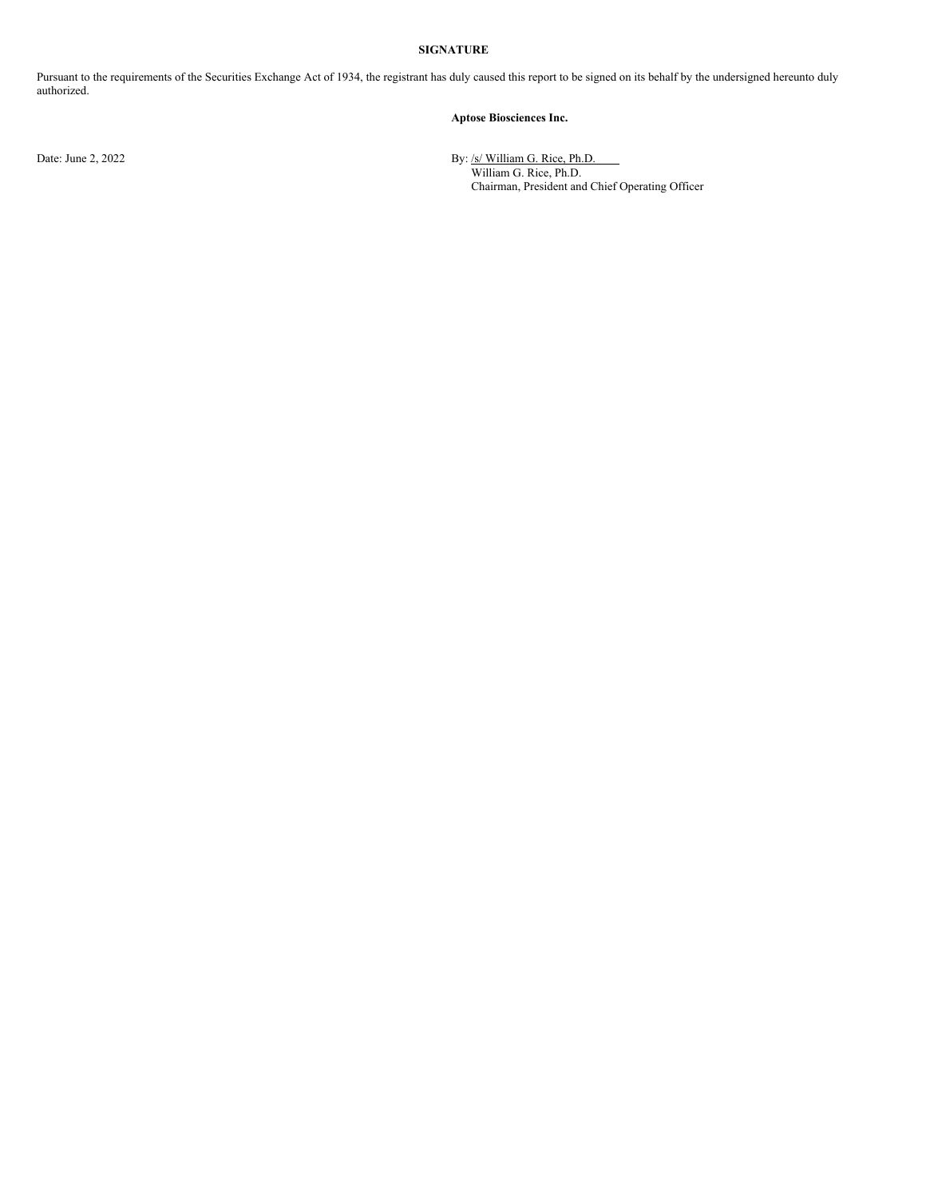**SIGNATURE**

Pursuant to the requirements of the Securities Exchange Act of 1934, the registrant has duly caused this report to be signed on its behalf by the undersigned hereunto duly authorized.

**Aptose Biosciences Inc.**

Date: June 2, 2022

By: /s/ William G. Rice, Ph.D.
William G. Rice, Ph.D.
Chairman, President and Chief Operating Officer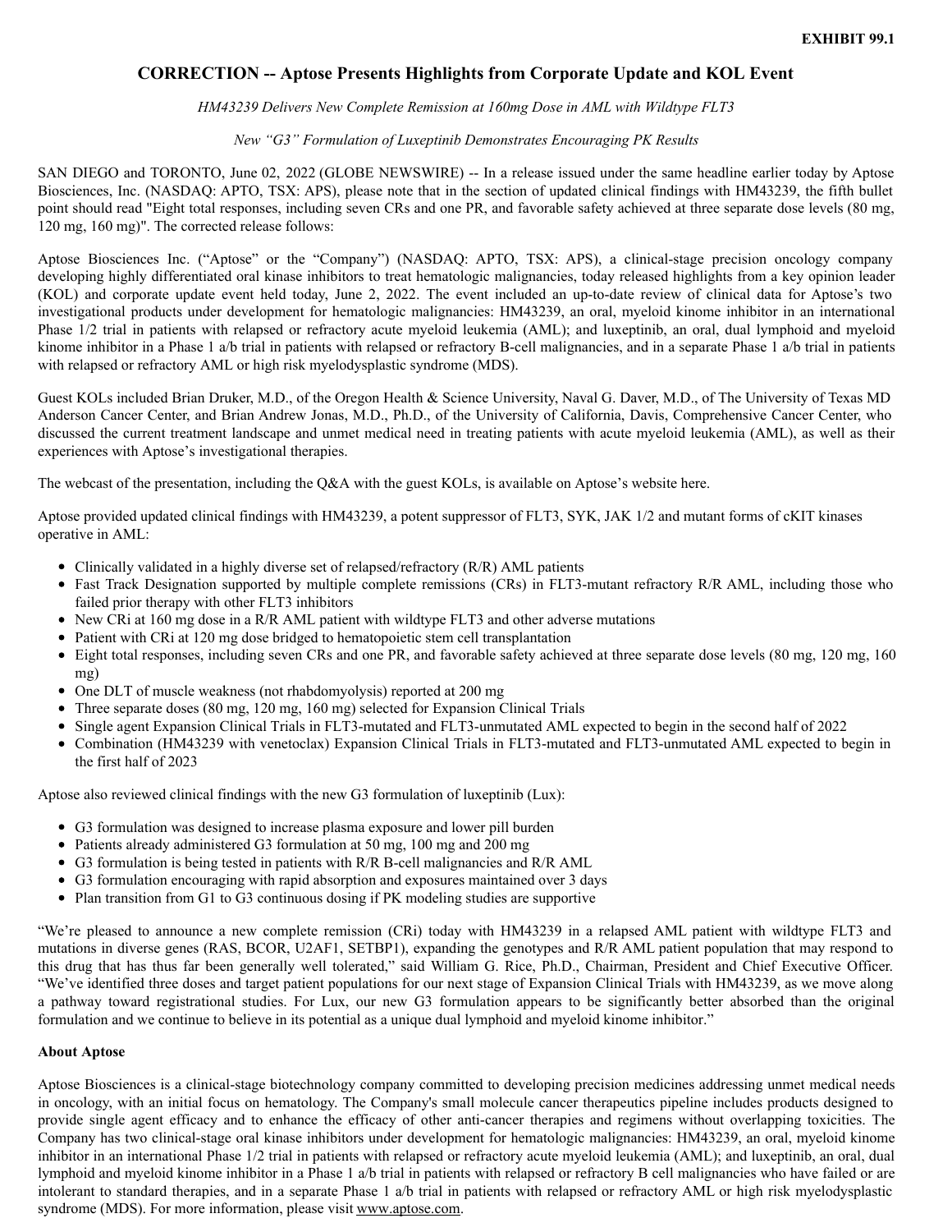**EXHIBIT 99.1**

# CORRECTION -- Aptose Presents Highlights from Corporate Update and KOL Event

*HM43239 Delivers New Complete Remission at 160mg Dose in AML with Wildtype FLT3*

*New "G3" Formulation of Luxeptinib Demonstrates Encouraging PK Results*

SAN DIEGO and TORONTO, June 02, 2022 (GLOBE NEWSWIRE) -- In a release issued under the same headline earlier today by Aptose Biosciences, Inc. (NASDAQ: APTO, TSX: APS), please note that in the section of updated clinical findings with HM43239, the fifth bullet point should read "Eight total responses, including seven CRs and one PR, and favorable safety achieved at three separate dose levels (80 mg, 120 mg, 160 mg)". The corrected release follows:

Aptose Biosciences Inc. ("Aptose" or the "Company") (NASDAQ: APTO, TSX: APS), a clinical-stage precision oncology company developing highly differentiated oral kinase inhibitors to treat hematologic malignancies, today released highlights from a key opinion leader (KOL) and corporate update event held today, June 2, 2022. The event included an up-to-date review of clinical data for Aptose's two investigational products under development for hematologic malignancies: HM43239, an oral, myeloid kinome inhibitor in an international Phase 1/2 trial in patients with relapsed or refractory acute myeloid leukemia (AML); and luxeptinib, an oral, dual lymphoid and myeloid kinome inhibitor in a Phase 1 a/b trial in patients with relapsed or refractory B-cell malignancies, and in a separate Phase 1 a/b trial in patients with relapsed or refractory AML or high risk myelodysplastic syndrome (MDS).

Guest KOLs included Brian Druker, M.D., of the Oregon Health & Science University, Naval G. Daver, M.D., of The University of Texas MD Anderson Cancer Center, and Brian Andrew Jonas, M.D., Ph.D., of the University of California, Davis, Comprehensive Cancer Center, who discussed the current treatment landscape and unmet medical need in treating patients with acute myeloid leukemia (AML), as well as their experiences with Aptose's investigational therapies.

The webcast of the presentation, including the Q&A with the guest KOLs, is available on Aptose's website here.

Aptose provided updated clinical findings with HM43239, a potent suppressor of FLT3, SYK, JAK 1/2 and mutant forms of cKIT kinases operative in AML:

- Clinically validated in a highly diverse set of relapsed/refractory (R/R) AML patients
- Fast Track Designation supported by multiple complete remissions (CRs) in FLT3-mutant refractory R/R AML, including those who failed prior therapy with other FLT3 inhibitors
- New CRi at 160 mg dose in a R/R AML patient with wildtype FLT3 and other adverse mutations
- Patient with CRi at 120 mg dose bridged to hematopoietic stem cell transplantation
- Eight total responses, including seven CRs and one PR, and favorable safety achieved at three separate dose levels (80 mg, 120 mg, 160 mg)
- One DLT of muscle weakness (not rhabdomyolysis) reported at 200 mg
- Three separate doses (80 mg, 120 mg, 160 mg) selected for Expansion Clinical Trials
- Single agent Expansion Clinical Trials in FLT3-mutated and FLT3-unmutated AML expected to begin in the second half of 2022
- Combination (HM43239 with venetoclax) Expansion Clinical Trials in FLT3-mutated and FLT3-unmutated AML expected to begin in the first half of 2023

Aptose also reviewed clinical findings with the new G3 formulation of luxeptinib (Lux):

- G3 formulation was designed to increase plasma exposure and lower pill burden
- Patients already administered G3 formulation at 50 mg, 100 mg and 200 mg
- G3 formulation is being tested in patients with R/R B-cell malignancies and R/R AML
- G3 formulation encouraging with rapid absorption and exposures maintained over 3 days
- Plan transition from G1 to G3 continuous dosing if PK modeling studies are supportive

"We're pleased to announce a new complete remission (CRi) today with HM43239 in a relapsed AML patient with wildtype FLT3 and mutations in diverse genes (RAS, BCOR, U2AF1, SETBP1), expanding the genotypes and R/R AML patient population that may respond to this drug that has thus far been generally well tolerated," said William G. Rice, Ph.D., Chairman, President and Chief Executive Officer. "We've identified three doses and target patient populations for our next stage of Expansion Clinical Trials with HM43239, as we move along a pathway toward registrational studies. For Lux, our new G3 formulation appears to be significantly better absorbed than the original formulation and we continue to believe in its potential as a unique dual lymphoid and myeloid kinome inhibitor."

**About Aptose**

Aptose Biosciences is a clinical-stage biotechnology company committed to developing precision medicines addressing unmet medical needs in oncology, with an initial focus on hematology. The Company's small molecule cancer therapeutics pipeline includes products designed to provide single agent efficacy and to enhance the efficacy of other anti-cancer therapies and regimens without overlapping toxicities. The Company has two clinical-stage oral kinase inhibitors under development for hematologic malignancies: HM43239, an oral, myeloid kinome inhibitor in an international Phase 1/2 trial in patients with relapsed or refractory acute myeloid leukemia (AML); and luxeptinib, an oral, dual lymphoid and myeloid kinome inhibitor in a Phase 1 a/b trial in patients with relapsed or refractory B cell malignancies who have failed or are intolerant to standard therapies, and in a separate Phase 1 a/b trial in patients with relapsed or refractory AML or high risk myelodysplastic syndrome (MDS). For more information, please visit www.aptose.com.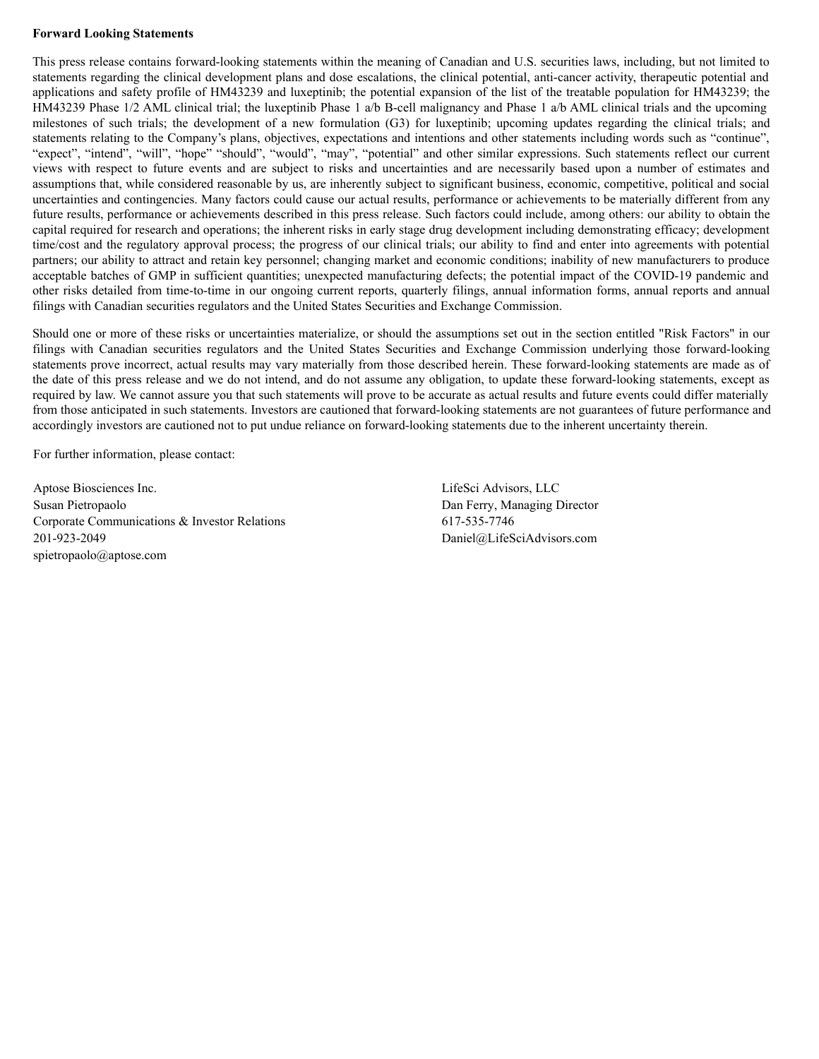**Forward Looking Statements**

This press release contains forward-looking statements within the meaning of Canadian and U.S. securities laws, including, but not limited to statements regarding the clinical development plans and dose escalations, the clinical potential, anti-cancer activity, therapeutic potential and applications and safety profile of HM43239 and luxeptinib; the potential expansion of the list of the treatable population for HM43239; the HM43239 Phase 1/2 AML clinical trial; the luxeptinib Phase 1 a/b B-cell malignancy and Phase 1 a/b AML clinical trials and the upcoming milestones of such trials; the development of a new formulation (G3) for luxeptinib; upcoming updates regarding the clinical trials; and statements relating to the Company's plans, objectives, expectations and intentions and other statements including words such as "continue", "expect", "intend", "will", "hope" "should", "would", "may", "potential" and other similar expressions. Such statements reflect our current views with respect to future events and are subject to risks and uncertainties and are necessarily based upon a number of estimates and assumptions that, while considered reasonable by us, are inherently subject to significant business, economic, competitive, political and social uncertainties and contingencies. Many factors could cause our actual results, performance or achievements to be materially different from any future results, performance or achievements described in this press release. Such factors could include, among others: our ability to obtain the capital required for research and operations; the inherent risks in early stage drug development including demonstrating efficacy; development time/cost and the regulatory approval process; the progress of our clinical trials; our ability to find and enter into agreements with potential partners; our ability to attract and retain key personnel; changing market and economic conditions; inability of new manufacturers to produce acceptable batches of GMP in sufficient quantities; unexpected manufacturing defects; the potential impact of the COVID-19 pandemic and other risks detailed from time-to-time in our ongoing current reports, quarterly filings, annual information forms, annual reports and annual filings with Canadian securities regulators and the United States Securities and Exchange Commission.

Should one or more of these risks or uncertainties materialize, or should the assumptions set out in the section entitled "Risk Factors" in our filings with Canadian securities regulators and the United States Securities and Exchange Commission underlying those forward-looking statements prove incorrect, actual results may vary materially from those described herein. These forward-looking statements are made as of the date of this press release and we do not intend, and do not assume any obligation, to update these forward-looking statements, except as required by law. We cannot assure you that such statements will prove to be accurate as actual results and future events could differ materially from those anticipated in such statements. Investors are cautioned that forward-looking statements are not guarantees of future performance and accordingly investors are cautioned not to put undue reliance on forward-looking statements due to the inherent uncertainty therein.

For further information, please contact:

Aptose Biosciences Inc.
Susan Pietropaolo
Corporate Communications & Investor Relations
201-923-2049
spietropaolo@aptose.com

LifeSci Advisors, LLC
Dan Ferry, Managing Director
617-535-7746
Daniel@LifeSciAdvisors.com